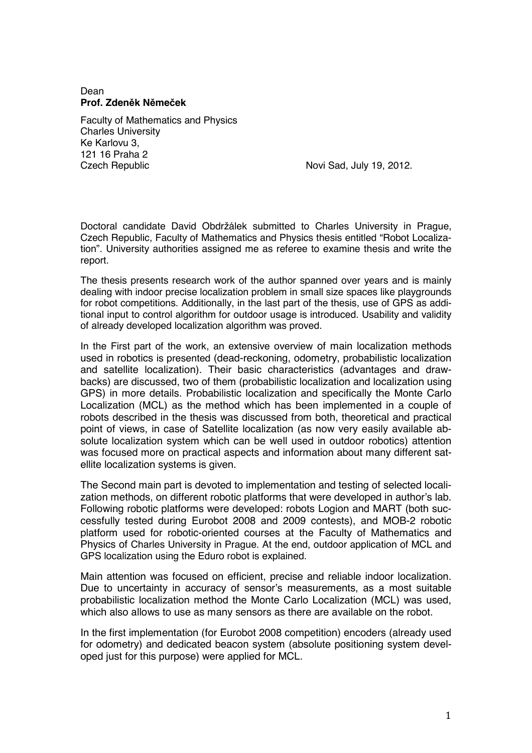Dean
**Prof. Zdeněk Němeček**

Faculty of Mathematics and Physics
Charles University
Ke Karlovu 3,
121 16 Praha 2
Czech Republic

Novi Sad, July 19, 2012.

Doctoral candidate David Obdržálek submitted to Charles University in Prague, Czech Republic, Faculty of Mathematics and Physics thesis entitled "Robot Localization". University authorities assigned me as referee to examine thesis and write the report.

The thesis presents research work of the author spanned over years and is mainly dealing with indoor precise localization problem in small size spaces like playgrounds for robot competitions. Additionally, in the last part of the thesis, use of GPS as additional input to control algorithm for outdoor usage is introduced. Usability and validity of already developed localization algorithm was proved.

In the First part of the work, an extensive overview of main localization methods used in robotics is presented (dead-reckoning, odometry, probabilistic localization and satellite localization). Their basic characteristics (advantages and drawbacks) are discussed, two of them (probabilistic localization and localization using GPS) in more details. Probabilistic localization and specifically the Monte Carlo Localization (MCL) as the method which has been implemented in a couple of robots described in the thesis was discussed from both, theoretical and practical point of views, in case of Satellite localization (as now very easily available absolute localization system which can be well used in outdoor robotics) attention was focused more on practical aspects and information about many different satellite localization systems is given.

The Second main part is devoted to implementation and testing of selected localization methods, on different robotic platforms that were developed in author's lab. Following robotic platforms were developed: robots Logion and MART (both successfully tested during Eurobot 2008 and 2009 contests), and MOB-2 robotic platform used for robotic-oriented courses at the Faculty of Mathematics and Physics of Charles University in Prague. At the end, outdoor application of MCL and GPS localization using the Eduro robot is explained.

Main attention was focused on efficient, precise and reliable indoor localization. Due to uncertainty in accuracy of sensor's measurements, as a most suitable probabilistic localization method the Monte Carlo Localization (MCL) was used, which also allows to use as many sensors as there are available on the robot.

In the first implementation (for Eurobot 2008 competition) encoders (already used for odometry) and dedicated beacon system (absolute positioning system developed just for this purpose) were applied for MCL.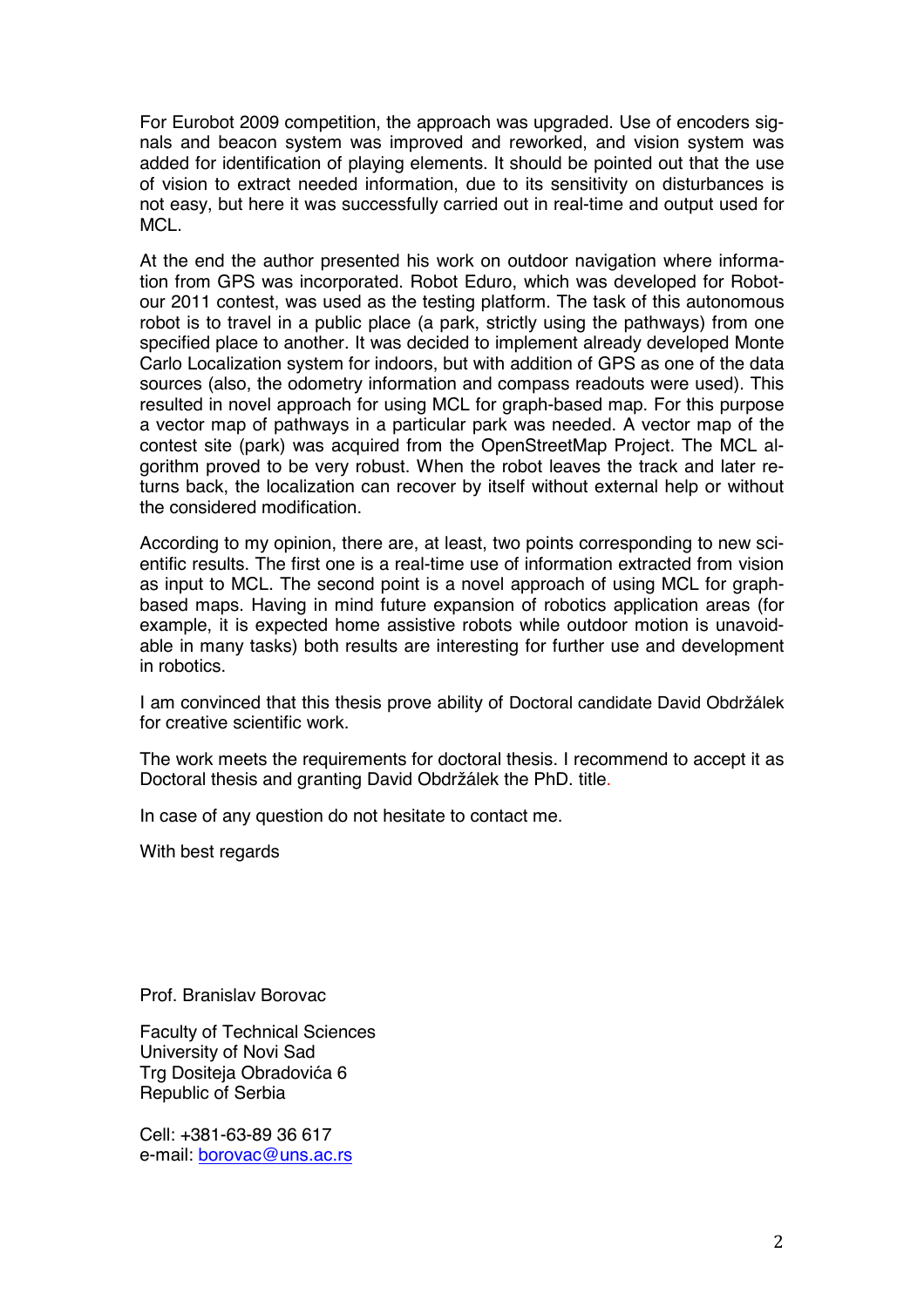For Eurobot 2009 competition, the approach was upgraded. Use of encoders signals and beacon system was improved and reworked, and vision system was added for identification of playing elements. It should be pointed out that the use of vision to extract needed information, due to its sensitivity on disturbances is not easy, but here it was successfully carried out in real-time and output used for MCL.

At the end the author presented his work on outdoor navigation where information from GPS was incorporated. Robot Eduro, which was developed for Robotour 2011 contest, was used as the testing platform. The task of this autonomous robot is to travel in a public place (a park, strictly using the pathways) from one specified place to another. It was decided to implement already developed Monte Carlo Localization system for indoors, but with addition of GPS as one of the data sources (also, the odometry information and compass readouts were used). This resulted in novel approach for using MCL for graph-based map. For this purpose a vector map of pathways in a particular park was needed. A vector map of the contest site (park) was acquired from the OpenStreetMap Project. The MCL algorithm proved to be very robust. When the robot leaves the track and later returns back, the localization can recover by itself without external help or without the considered modification.

According to my opinion, there are, at least, two points corresponding to new scientific results. The first one is a real-time use of information extracted from vision as input to MCL. The second point is a novel approach of using MCL for graph-based maps. Having in mind future expansion of robotics application areas (for example, it is expected home assistive robots while outdoor motion is unavoidable in many tasks) both results are interesting for further use and development in robotics.

I am convinced that this thesis prove ability of Doctoral candidate David Obdržálek for creative scientific work.

The work meets the requirements for doctoral thesis. I recommend to accept it as Doctoral thesis and granting David Obdržálek the PhD. title.

In case of any question do not hesitate to contact me.

With best regards

Prof. Branislav Borovac

Faculty of Technical Sciences
University of Novi Sad
Trg Dositeja Obradovića 6
Republic of Serbia

Cell: +381-63-89 36 617
e-mail: borovac@uns.ac.rs